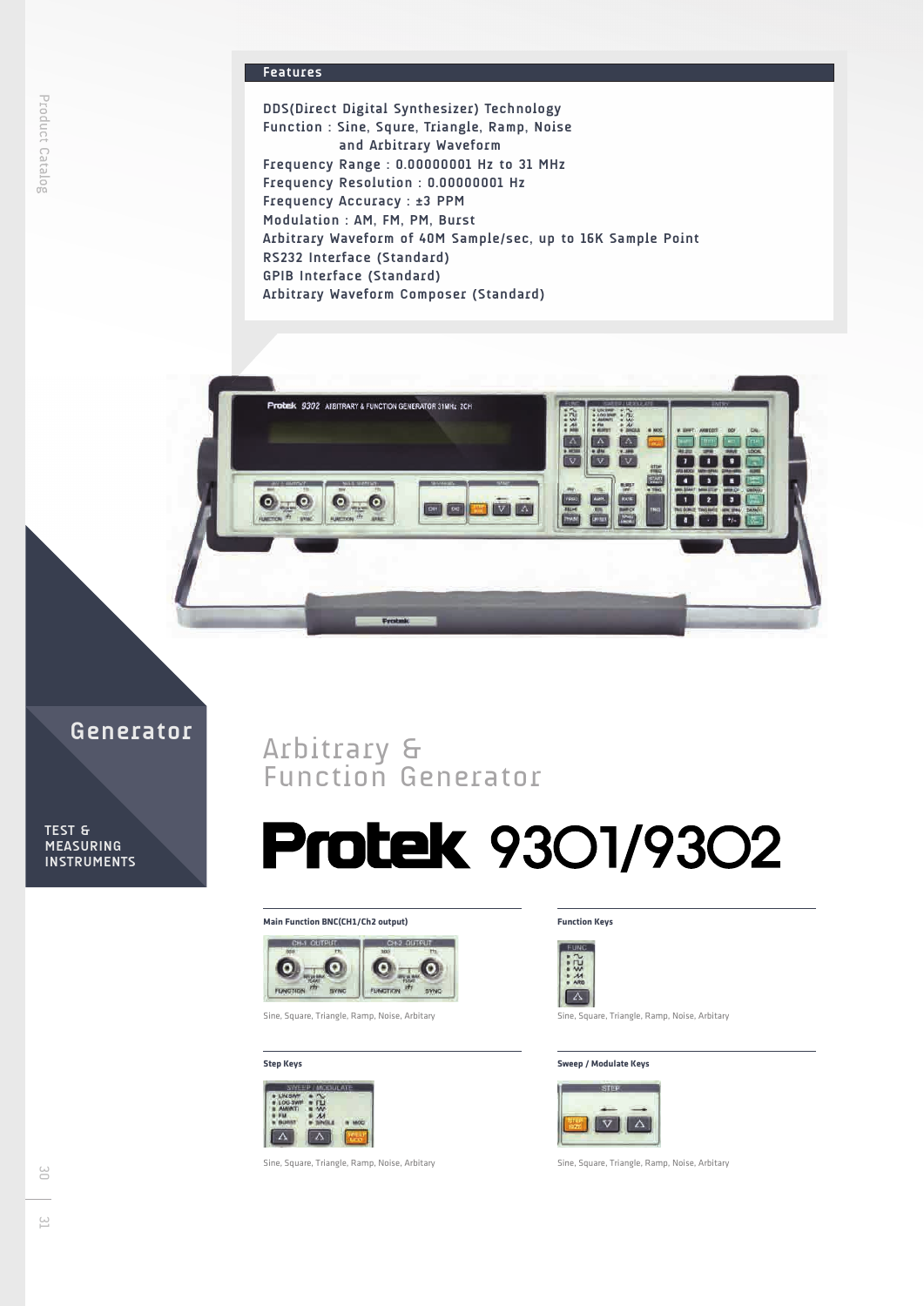## Features

DDS(Direct Digital Synthesizer) Technology
Function : Sine, Squre, Triangle, Ramp, Noise
and Arbitrary Waveform
Frequency Range : 0.00000001 Hz to 31 MHz
Frequency Resolution : 0.00000001 Hz
Frequency Accuracy : ±3 PPM
Modulation : AM, FM, PM, Burst
Arbitrary Waveform of 40M Sample/sec, up to 16K Sample Point
RS232 Interface (Standard)
GPIB Interface (Standard)
Arbitrary Waveform Composer (Standard)

Generator

TEST & MEASURING INSTRUMENTS

# Arbitrary & Function Generator

# Protek 9301/9302

**Main Function BNC(CH1/Ch2 output)**

Sine, Square, Triangle, Ramp, Noise, Arbitary

**Function Keys**

Sine, Square, Triangle, Ramp, Noise, Arbitary

**Step Keys**

Sine, Square, Triangle, Ramp, Noise, Arbitary

**Sweep / Modulate Keys**

Sine, Square, Triangle, Ramp, Noise, Arbitary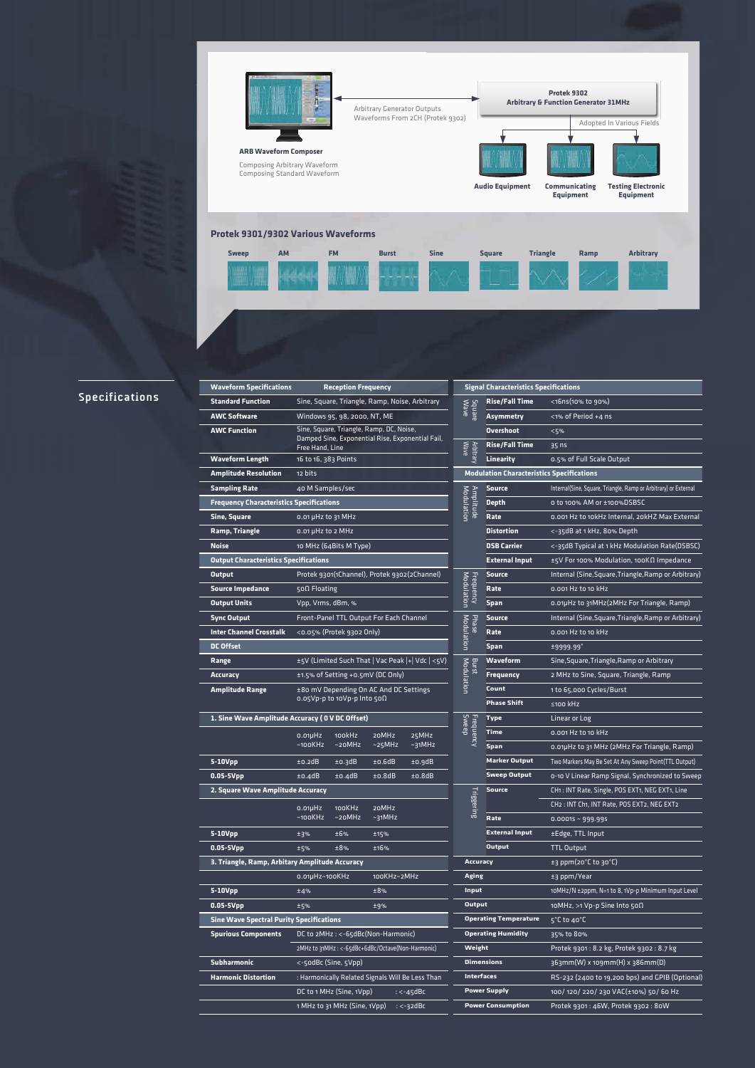ARB Waveform Composer

Composing Arbitrary Waveform
Composing Standard Waveform

Arbitrary Generator Outputs
Waveforms From 2CH (Protek 9302)

Protek 9302
Arbitrary & Function Generator 31MHz

Adopted In Various Fields

Audio Equipment

Communicating Equipment

Testing Electronic Equipment

## Protek 9301/9302 Various Waveforms

Sweep AM FM Burst Sine Square Triangle Ramp Arbitrary

## Specifications

| Waveform Specifications | Reception Frequency | | | |
|---|---|---|---|---|
| **Standard Function** | Sine, Square, Triangle, Ramp, Noise, Arbitrary | | | |
| **AWC Software** | Windows 95, 98, 2000, NT, ME | | | |
| **AWC Function** | Sine, Square, Triangle, Ramp, DC, Noise, Damped Sine, Exponential Rise, Exponential Fall, Free Hand, Line | | | |
| **Waveform Length** | 16 to 16, 383 Points | | | |
| **Amplitude Resolution** | 12 bits | | | |
| **Sampling Rate** | 40 M Samples/sec | | | |
| **Frequency Characteristics Specifications** | | | | |
| **Sine, Square** | 0.01 μHz to 31 MHz | | | |
| **Ramp, Triangle** | 0.01 μHz to 2 MHz | | | |
| **Noise** | 10 MHz (64Bits M Type) | | | |
| **Output Characteristics Specifications** | | | | |
| **Output** | Protek 9301(1Channel), Protek 9302(2Channel) | | | |
| **Source Impedance** | 50Ω Floating | | | |
| **Output Units** | Vpp, Vrms, dBm, % | | | |
| **Sync Output** | Front-Panel TTL Output For Each Channel | | | |
| **Inter Channel Crosstalk** | <0.05% (Protek 9302 Only) | | | |
| **DC Offset** | | | | |
| **Range** | ±5V (Limited Such That \| Vac Peak \|+\| Vdc \| <5V) | | | |
| **Accuracy** | ±1.5% of Setting +0.5mV (DC Only) | | | |
| **Amplitude Range** | ±80 mV Depending On AC And DC Settings 0.05Vp-p to 10Vp-p Into 50Ω | | | |
| **1. Sine Wave Amplitude Accuracy ( 0 V DC Offset)** | | | | |
| | 0.01μHz ~100KHz | 100kHz ~20MHz | 20MHz ~25MHz | 25MHz ~31MHz |
| **5-10Vpp** | ±0.2dB | ±0.3dB | ±0.6dB | ±0.9dB |
| **0.05-5Vpp** | ±0.4dB | ±0.4dB | ±0.8dB | ±0.8dB |
| **2. Square Wave Amplitude Accuracy** | | | | |
| | 0.01μHz ~100KHz | 100KHz ~20MHz | 20MHz ~31MHz | |
| **5-10Vpp** | ±3% | ±6% | ±15% | |
| **0.05-5Vpp** | ±5% | ±8% | ±16% | |
| **3. Triangle, Ramp, Arbitrary Amplitude Accuracy** | | | | |
| | 0.01μHz~100KHz | | 100KHz~2MHz | |
| **5-10Vpp** | ±4% | | ±8% | |
| **0.05-5Vpp** | ±5% | | ±9% | |
| **Sine Wave Spectral Purity Specifications** | | | | |
| **Spurious Components** | DC to 2MHz : <-65dBc(Non-Harmonic) | | | |
| | 2MHz to 31MHz : <-65dBc+6dBc/Octave(Non-Harmonic) | | | |
| **Subharmonic** | <-50dBc (Sine, 5Vpp) | | | |
| **Harmonic Distortion** | : Harmonically Related Signals Will Be Less Than | | | |
| | DC to 1 MHz (Sine, 1Vpp) : <-45dBc | | | |
| | 1 MHz to 31 MHz (Sine, 1Vpp) : <-32dBc | | | |

| Signal Characteristics Specifications | | |
|---|---|---|
| Square Wave | **Rise/Fall Time** | <16ns(10% to 90%) |
| | **Asymmetry** | <1% of Period +4 ns |
| | **Overshoot** | <5% |
| Arbitrary Wave | **Rise/Fall Time** | 35 ns |
| | **Linearity** | 0.5% of Full Scale Output |
| **Modulation Characteristics Specifications** | | |
| Amplitude Modulation | **Source** | Internal(Sine, Square, Triangle, Ramp or Arbitrary) or External |
| | **Depth** | 0 to 100% AM or ±100%DSBSC |
| | **Rate** | 0.001 Hz to 10kHz Internal, 20kHZ Max External |
| | **Distortion** | <-35dB at 1 kHz, 80% Depth |
| | **DSB Carrier** | <-35dB Typical at 1 kHz Modulation Rate(DSBSC) |
| | **External Input** | ±5V For 100% Modulation, 100KΩ Impedance |
| Frequency Modulation | **Source** | Internal (Sine,Square,Triangle,Ramp or Arbitrary) |
| | **Rate** | 0.001 Hz to 10 kHz |
| | **Span** | 0.01μHz to 31MHz(2MHz For Triangle, Ramp) |
| Phase Modulation | **Source** | Internal (Sine,Square,Triangle,Ramp or Arbitrary) |
| | **Rate** | 0.001 Hz to 10 kHz |
| | **Span** | ±9999.99° |
| Burst Modulation | **Waveform** | Sine,Square,Triangle,Ramp or Arbitrary |
| | **Frequency** | 2 MHz to Sine, Square, Triangle, Ramp |
| | **Count** | 1 to 65,000 Cycles/Burst |
| | **Phase Shift** | ≤100 kHz |
| Frequency Sweep | **Type** | Linear or Log |
| | **Time** | 0.001 Hz to 10 kHz |
| | **Span** | 0.01μHz to 31 MHz (2MHz For Triangle, Ramp) |
| | **Marker Output** | Two Markers May Be Set At Any Sweep Point(TTL Output) |
| | **Sweep Output** | 0-10 V Linear Ramp Signal, Synchronized to Sweep |
| Triggering | **Source** | CH1 : INT Rate, Single, POS EXT1, NEG EXT1, Line |
| | | CH2 : INT Ch1, INT Rate, POS EXT2, NEG EXT2 |
| | **Rate** | 0.0001s ~ 999.99s |
| | **External Input** | ±Edge, TTL Input |
| | **Output** | TTL Output |
| **Accuracy** | | ±3 ppm(20°C to 30°C) |
| **Aging** | | ±3 ppm/Year |
| **Input** | | 10MHz/N ±2ppm, N=1 to 8, 1Vp-p Minimum Input Level |
| **Output** | | 10MHz, >1 Vp-p Sine Into 50Ω |
| **Operating Temperature** | | 5°C to 40°C |
| **Operating Humidity** | | 35% to 80% |
| **Weight** | | Protek 9301 : 8.2 kg, Protek 9302 : 8.7 kg |
| **Dimensions** | | 363mm(W) x 109mm(H) x 386mm(D) |
| **Interfaces** | | RS-232 (2400 to 19,200 bps) and GPIB (Optional) |
| **Power Supply** | | 100/ 120/ 220/ 230 VAC(±10%) 50/ 60 Hz |
| **Power Consumption** | | Protek 9301 : 46W, Protek 9302 : 80W |